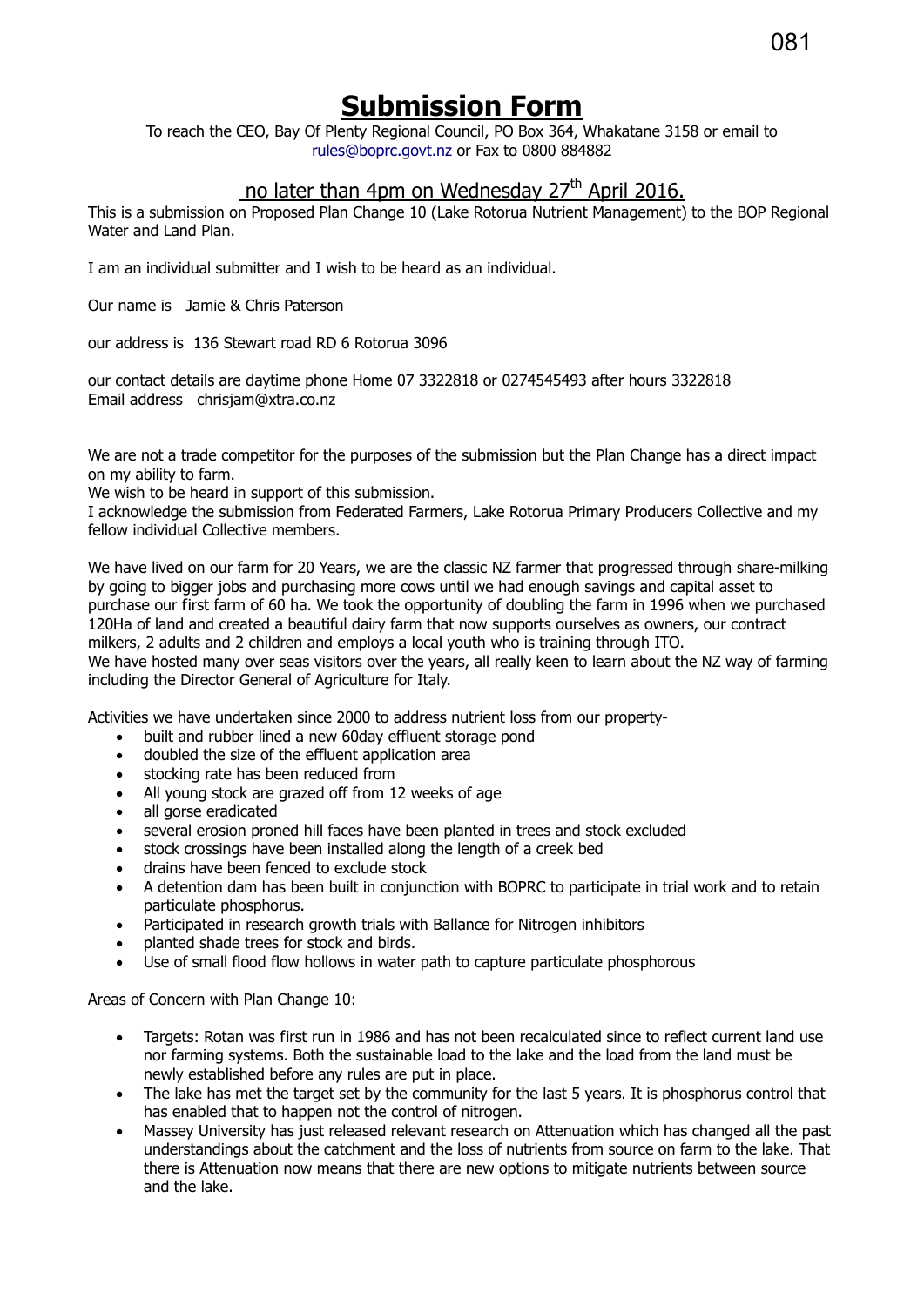# Submission Form

To reach the CEO, Bay Of Plenty Regional Council, PO Box 364, Whakatane 3158 or email to rules@boprc.govt.nz or Fax to 0800 884882

## no later than 4pm on Wednesday 27th April 2016.

This is a submission on Proposed Plan Change 10 (Lake Rotorua Nutrient Management) to the BOP Regional Water and Land Plan.

I am an individual submitter and I wish to be heard as an individual.

Our name is Jamie & Chris Paterson

our address is 136 Stewart road RD 6 Rotorua 3096

our contact details are daytime phone Home 07 3322818 or 0274545493 after hours 3322818
Email address chrisjam@xtra.co.nz

We are not a trade competitor for the purposes of the submission but the Plan Change has a direct impact on my ability to farm.
We wish to be heard in support of this submission.
I acknowledge the submission from Federated Farmers, Lake Rotorua Primary Producers Collective and my fellow individual Collective members.

We have lived on our farm for 20 Years, we are the classic NZ farmer that progressed through share-milking by going to bigger jobs and purchasing more cows until we had enough savings and capital asset to purchase our first farm of 60 ha. We took the opportunity of doubling the farm in 1996 when we purchased 120Ha of land and created a beautiful dairy farm that now supports ourselves as owners, our contract milkers, 2 adults and 2 children and employs a local youth who is training through ITO.
We have hosted many over seas visitors over the years, all really keen to learn about the NZ way of farming including the Director General of Agriculture for Italy.

Activities we have undertaken since 2000 to address nutrient loss from our property-

- built and rubber lined a new 60day effluent storage pond
- doubled the size of the effluent application area
- stocking rate has been reduced from
- All young stock are grazed off from 12 weeks of age
- all gorse eradicated
- several erosion proned hill faces have been planted in trees and stock excluded
- stock crossings have been installed along the length of a creek bed
- drains have been fenced to exclude stock
- A detention dam has been built in conjunction with BOPRC to participate in trial work and to retain particulate phosphorus.
- Participated in research growth trials with Ballance for Nitrogen inhibitors
- planted shade trees for stock and birds.
- Use of small flood flow hollows in water path to capture particulate phosphorous

Areas of Concern with Plan Change 10:

- Targets: Rotan was first run in 1986 and has not been recalculated since to reflect current land use nor farming systems. Both the sustainable load to the lake and the load from the land must be newly established before any rules are put in place.
- The lake has met the target set by the community for the last 5 years. It is phosphorus control that has enabled that to happen not the control of nitrogen.
- Massey University has just released relevant research on Attenuation which has changed all the past understandings about the catchment and the loss of nutrients from source on farm to the lake. That there is Attenuation now means that there are new options to mitigate nutrients between source and the lake.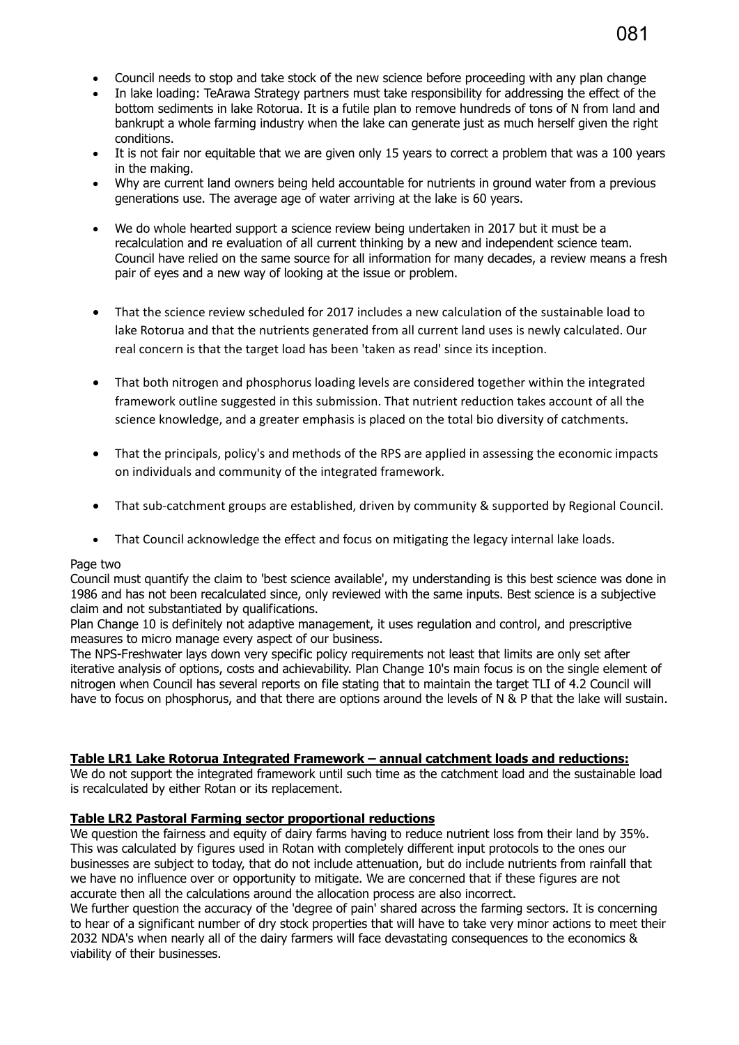- Council needs to stop and take stock of the new science before proceeding with any plan change
- In lake loading: TeArawa Strategy partners must take responsibility for addressing the effect of the bottom sediments in lake Rotorua. It is a futile plan to remove hundreds of tons of N from land and bankrupt a whole farming industry when the lake can generate just as much herself given the right conditions.
- It is not fair nor equitable that we are given only 15 years to correct a problem that was a 100 years in the making.
- Why are current land owners being held accountable for nutrients in ground water from a previous generations use. The average age of water arriving at the lake is 60 years.
- We do whole hearted support a science review being undertaken in 2017 but it must be a recalculation and re evaluation of all current thinking by a new and independent science team. Council have relied on the same source for all information for many decades, a review means a fresh pair of eyes and a new way of looking at the issue or problem.
- That the science review scheduled for 2017 includes a new calculation of the sustainable load to lake Rotorua and that the nutrients generated from all current land uses is newly calculated. Our real concern is that the target load has been 'taken as read' since its inception.
- That both nitrogen and phosphorus loading levels are considered together within the integrated framework outline suggested in this submission. That nutrient reduction takes account of all the science knowledge, and a greater emphasis is placed on the total bio diversity of catchments.
- That the principals, policy's and methods of the RPS are applied in assessing the economic impacts on individuals and community of the integrated framework.
- That sub-catchment groups are established, driven by community & supported by Regional Council.
- That Council acknowledge the effect and focus on mitigating the legacy internal lake loads.

Page two

Council must quantify the claim to 'best science available', my understanding is this best science was done in 1986 and has not been recalculated since, only reviewed with the same inputs. Best science is a subjective claim and not substantiated by qualifications.

Plan Change 10 is definitely not adaptive management, it uses regulation and control, and prescriptive measures to micro manage every aspect of our business.

The NPS-Freshwater lays down very specific policy requirements not least that limits are only set after iterative analysis of options, costs and achievability. Plan Change 10's main focus is on the single element of nitrogen when Council has several reports on file stating that to maintain the target TLI of 4.2 Council will have to focus on phosphorus, and that there are options around the levels of N & P that the lake will sustain.

**Table LR1 Lake Rotorua Integrated Framework – annual catchment loads and reductions:**

We do not support the integrated framework until such time as the catchment load and the sustainable load is recalculated by either Rotan or its replacement.

**Table LR2 Pastoral Farming sector proportional reductions**

We question the fairness and equity of dairy farms having to reduce nutrient loss from their land by 35%. This was calculated by figures used in Rotan with completely different input protocols to the ones our businesses are subject to today, that do not include attenuation, but do include nutrients from rainfall that we have no influence over or opportunity to mitigate. We are concerned that if these figures are not accurate then all the calculations around the allocation process are also incorrect.

We further question the accuracy of the 'degree of pain' shared across the farming sectors. It is concerning to hear of a significant number of dry stock properties that will have to take very minor actions to meet their 2032 NDA's when nearly all of the dairy farmers will face devastating consequences to the economics & viability of their businesses.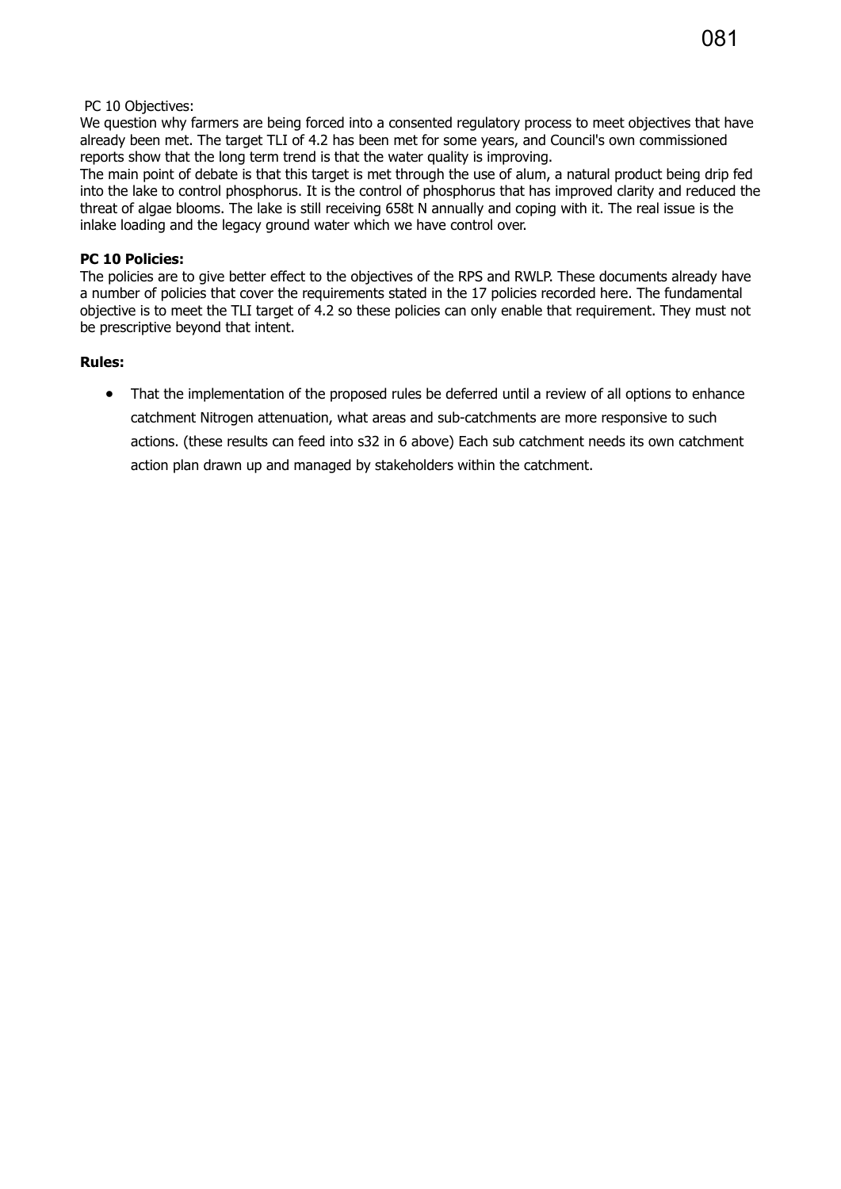PC 10 Objectives:

We question why farmers are being forced into a consented regulatory process to meet objectives that have already been met. The target TLI of 4.2 has been met for some years, and Council's own commissioned reports show that the long term trend is that the water quality is improving.

The main point of debate is that this target is met through the use of alum, a natural product being drip fed into the lake to control phosphorus. It is the control of phosphorus that has improved clarity and reduced the threat of algae blooms. The lake is still receiving 658t N annually and coping with it. The real issue is the inlake loading and the legacy ground water which we have control over.

**PC 10 Policies:**

The policies are to give better effect to the objectives of the RPS and RWLP. These documents already have a number of policies that cover the requirements stated in the 17 policies recorded here. The fundamental objective is to meet the TLI target of 4.2 so these policies can only enable that requirement. They must not be prescriptive beyond that intent.

**Rules:**

- That the implementation of the proposed rules be deferred until a review of all options to enhance catchment Nitrogen attenuation, what areas and sub-catchments are more responsive to such actions. (these results can feed into s32 in 6 above) Each sub catchment needs its own catchment action plan drawn up and managed by stakeholders within the catchment.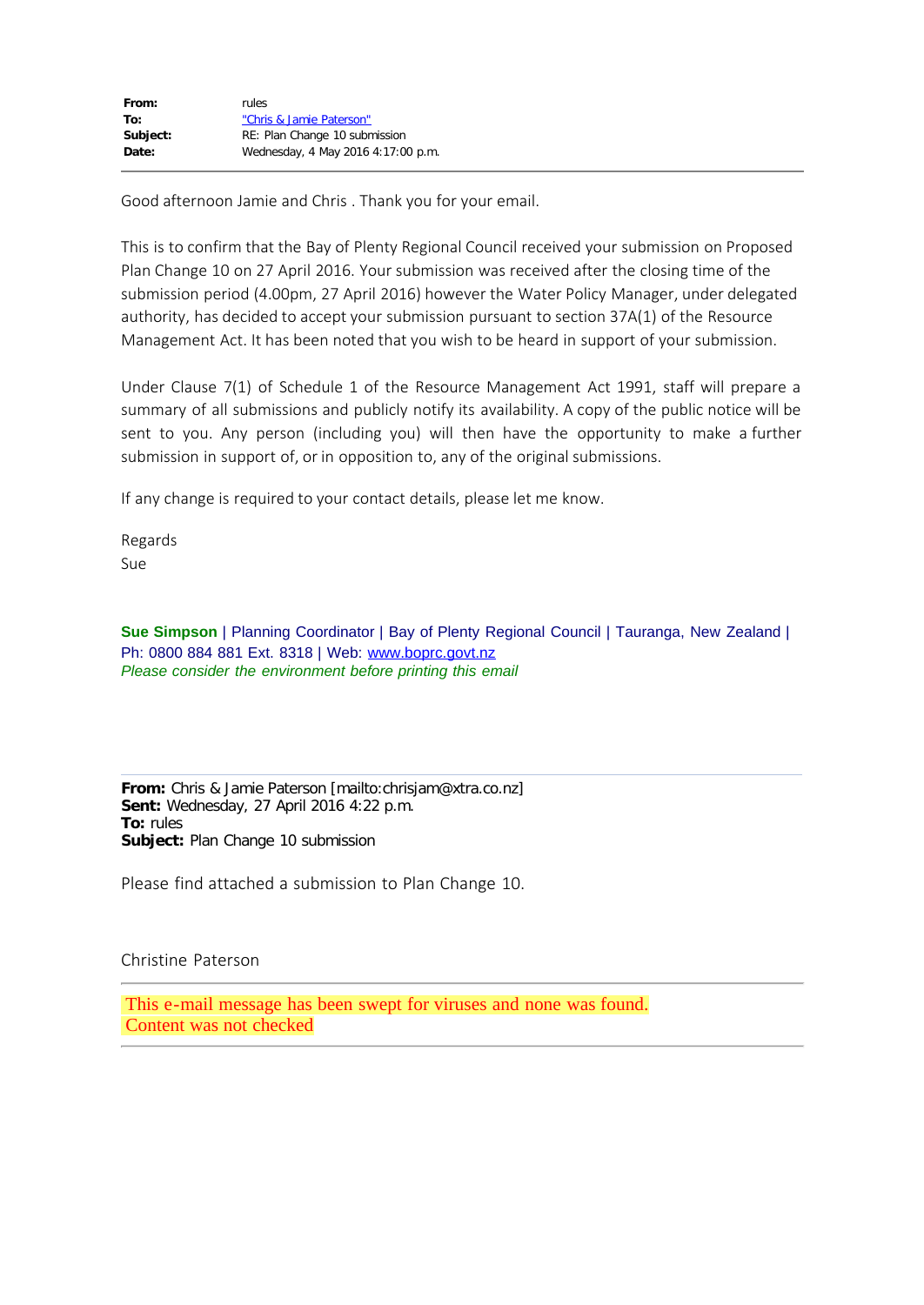| | |
|---|---|
| **From:** | rules |
| **To:** | "Chris & Jamie Paterson" |
| **Subject:** | RE: Plan Change 10 submission |
| **Date:** | Wednesday, 4 May 2016 4:17:00 p.m. |

Good afternoon Jamie and Chris . Thank you for your email.

This is to confirm that the Bay of Plenty Regional Council received your submission on Proposed Plan Change 10 on 27 April 2016. Your submission was received after the closing time of the submission period (4.00pm, 27 April 2016) however the Water Policy Manager, under delegated authority, has decided to accept your submission pursuant to section 37A(1) of the Resource Management Act. It has been noted that you wish to be heard in support of your submission.

Under Clause 7(1) of Schedule 1 of the Resource Management Act 1991, staff will prepare a summary of all submissions and publicly notify its availability. A copy of the public notice will be sent to you. Any person (including you) will then have the opportunity to make a further submission in support of, or in opposition to, any of the original submissions.

If any change is required to your contact details, please let me know.

Regards
Sue

**Sue Simpson** | Planning Coordinator | Bay of Plenty Regional Council | Tauranga, New Zealand | Ph: 0800 884 881 Ext. 8318 | Web: www.boprc.govt.nz
*Please consider the environment before printing this email*

---

**From:** Chris & Jamie Paterson [mailto:chrisjam@xtra.co.nz]
**Sent:** Wednesday, 27 April 2016 4:22 p.m.
**To:** rules
**Subject:** Plan Change 10 submission

Please find attached a submission to Plan Change 10.

Christine Paterson

---

This e-mail message has been swept for viruses and none was found.
Content was not checked

---